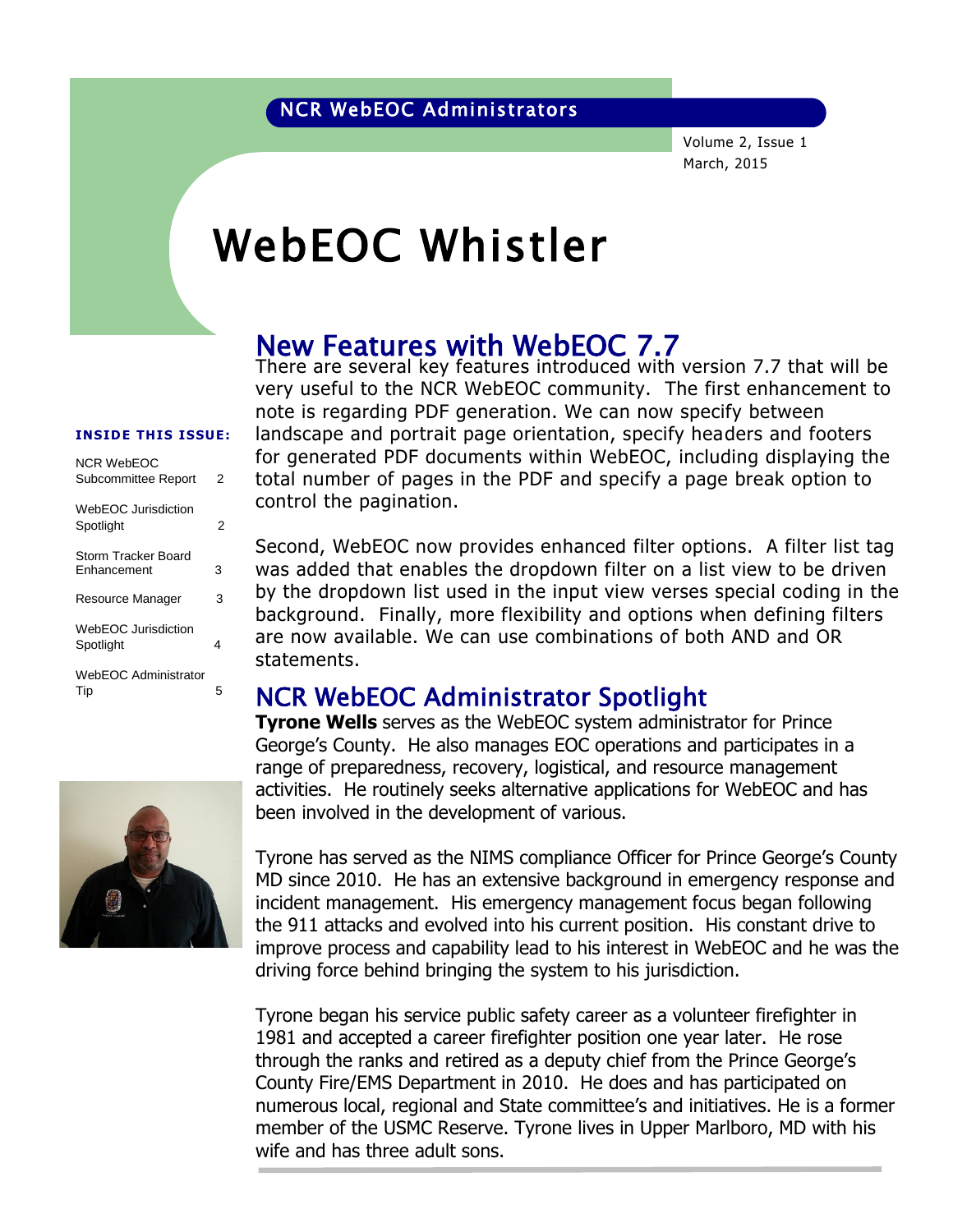NCR WebEOC Administrators

Volume 2, Issue 1
March, 2015

# WebEOC Whistler

**INSIDE THIS ISSUE:**

| | |
|---|---|
| NCR WebEOC Subcommittee Report | 2 |
| WebEOC Jurisdiction Spotlight | 2 |
| Storm Tracker Board Enhancement | 3 |
| Resource Manager | 3 |
| WebEOC Jurisdiction Spotlight | 4 |
| WebEOC Administrator Tip | 5 |

## New Features with WebEOC 7.7

There are several key features introduced with version 7.7 that will be very useful to the NCR WebEOC community. The first enhancement to note is regarding PDF generation. We can now specify between landscape and portrait page orientation, specify headers and footers for generated PDF documents within WebEOC, including displaying the total number of pages in the PDF and specify a page break option to control the pagination.

Second, WebEOC now provides enhanced filter options. A filter list tag was added that enables the dropdown filter on a list view to be driven by the dropdown list used in the input view verses special coding in the background. Finally, more flexibility and options when defining filters are now available. We can use combinations of both AND and OR statements.

## NCR WebEOC Administrator Spotlight

**Tyrone Wells** serves as the WebEOC system administrator for Prince George's County. He also manages EOC operations and participates in a range of preparedness, recovery, logistical, and resource management activities. He routinely seeks alternative applications for WebEOC and has been involved in the development of various.

Tyrone has served as the NIMS compliance Officer for Prince George's County MD since 2010. He has an extensive background in emergency response and incident management. His emergency management focus began following the 911 attacks and evolved into his current position. His constant drive to improve process and capability lead to his interest in WebEOC and he was the driving force behind bringing the system to his jurisdiction.

Tyrone began his service public safety career as a volunteer firefighter in 1981 and accepted a career firefighter position one year later. He rose through the ranks and retired as a deputy chief from the Prince George's County Fire/EMS Department in 2010. He does and has participated on numerous local, regional and State committee's and initiatives. He is a former member of the USMC Reserve. Tyrone lives in Upper Marlboro, MD with his wife and has three adult sons.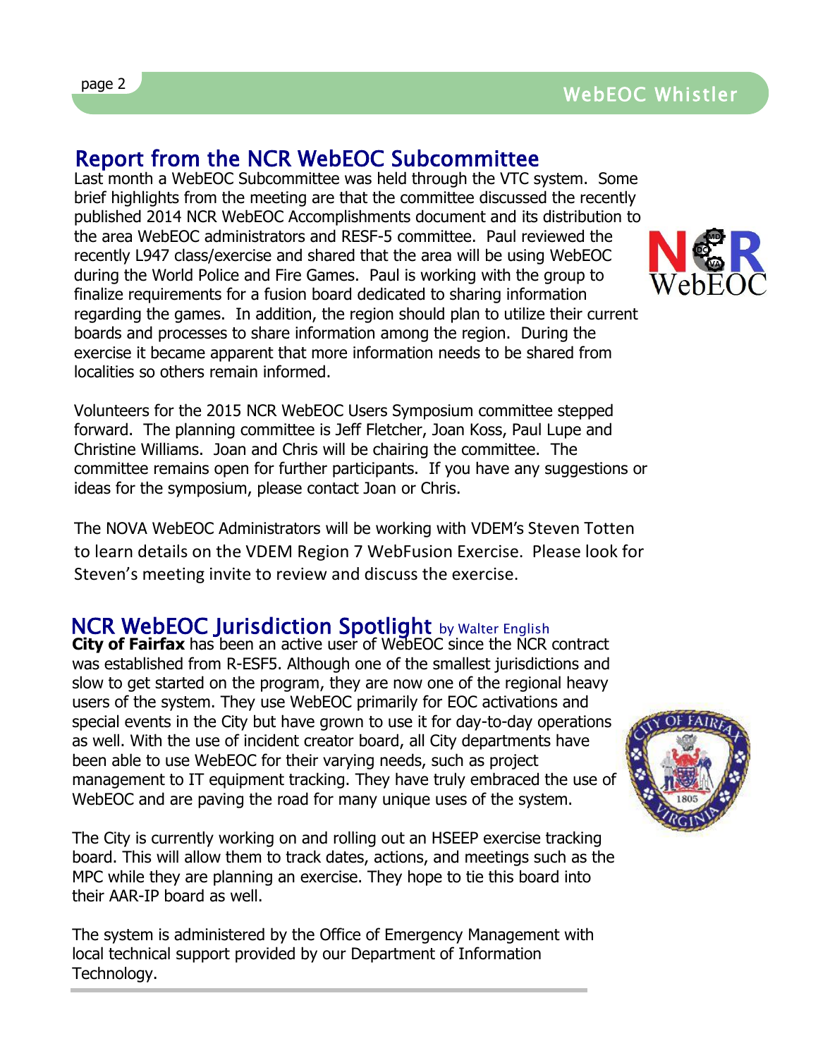## Report from the NCR WebEOC Subcommittee

Last month a WebEOC Subcommittee was held through the VTC system. Some brief highlights from the meeting are that the committee discussed the recently published 2014 NCR WebEOC Accomplishments document and its distribution to the area WebEOC administrators and RESF-5 committee. Paul reviewed the recently L947 class/exercise and shared that the area will be using WebEOC during the World Police and Fire Games. Paul is working with the group to finalize requirements for a fusion board dedicated to sharing information regarding the games. In addition, the region should plan to utilize their current boards and processes to share information among the region. During the exercise it became apparent that more information needs to be shared from localities so others remain informed.

Volunteers for the 2015 NCR WebEOC Users Symposium committee stepped forward. The planning committee is Jeff Fletcher, Joan Koss, Paul Lupe and Christine Williams. Joan and Chris will be chairing the committee. The committee remains open for further participants. If you have any suggestions or ideas for the symposium, please contact Joan or Chris.

The NOVA WebEOC Administrators will be working with VDEM's Steven Totten to learn details on the VDEM Region 7 WebFusion Exercise. Please look for Steven's meeting invite to review and discuss the exercise.

## NCR WebEOC Jurisdiction Spotlight by Walter English

**City of Fairfax** has been an active user of WebEOC since the NCR contract was established from R-ESF5. Although one of the smallest jurisdictions and slow to get started on the program, they are now one of the regional heavy users of the system. They use WebEOC primarily for EOC activations and special events in the City but have grown to use it for day-to-day operations as well. With the use of incident creator board, all City departments have been able to use WebEOC for their varying needs, such as project management to IT equipment tracking. They have truly embraced the use of WebEOC and are paving the road for many unique uses of the system.

The City is currently working on and rolling out an HSEEP exercise tracking board. This will allow them to track dates, actions, and meetings such as the MPC while they are planning an exercise. They hope to tie this board into their AAR-IP board as well.

The system is administered by the Office of Emergency Management with local technical support provided by our Department of Information Technology.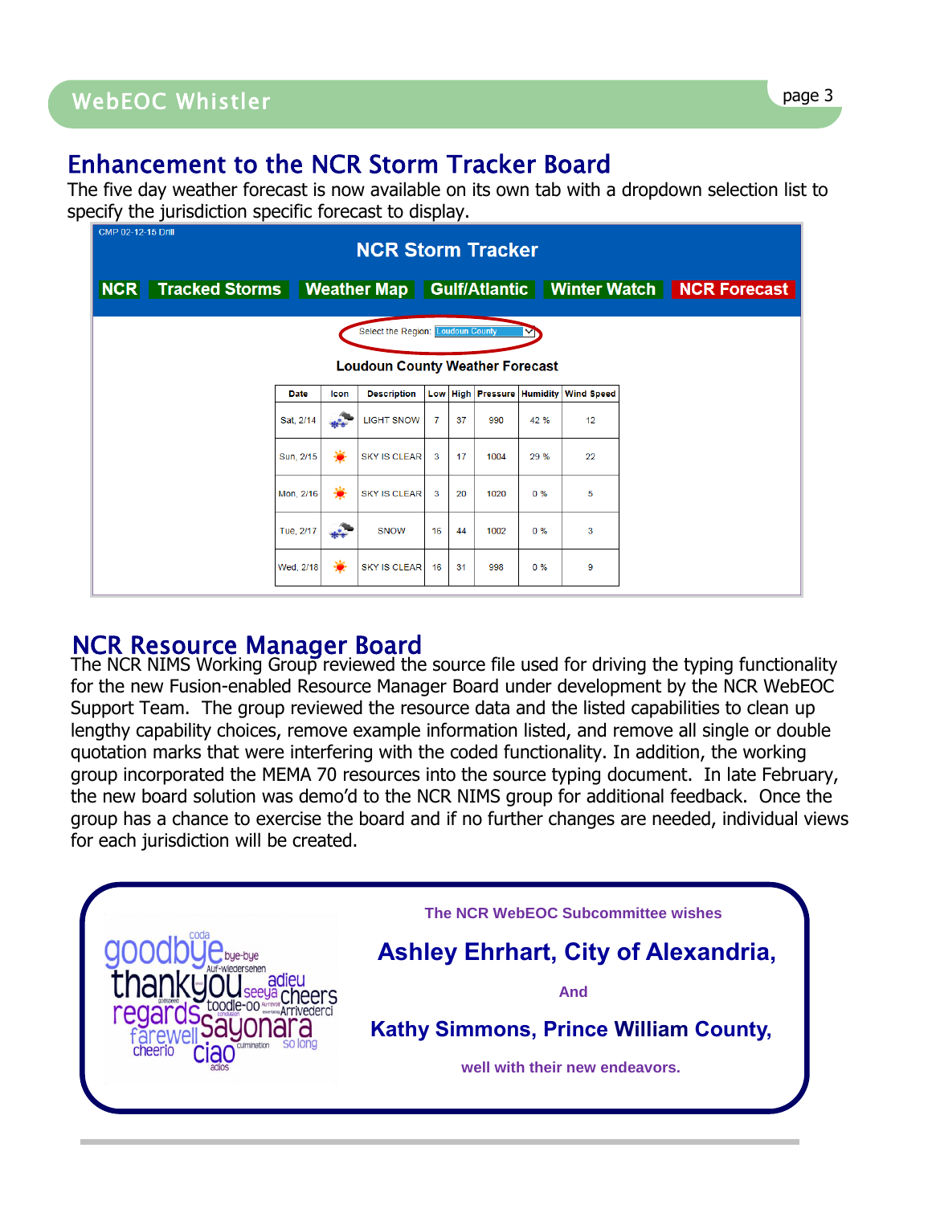## Enhancement to the NCR Storm Tracker Board

The five day weather forecast is now available on its own tab with a dropdown selection list to specify the jurisdiction specific forecast to display.

CMP 02-12-15 Drill

**NCR Storm Tracker**

NCR | Tracked Storms | Weather Map | Gulf/Atlantic | Winter Watch | NCR Forecast

Select the Region: Loudoun County

**Loudoun County Weather Forecast**

| Date | Icon | Description | Low | High | Pressure | Humidity | Wind Speed |
|---|---|---|---|---|---|---|---|
| Sat, 2/14 | | LIGHT SNOW | 7 | 37 | 990 | 42 % | 12 |
| Sun, 2/15 | | SKY IS CLEAR | 3 | 17 | 1004 | 29 % | 22 |
| Mon, 2/16 | | SKY IS CLEAR | 3 | 20 | 1020 | 0 % | 5 |
| Tue, 2/17 | | SNOW | 16 | 44 | 1002 | 0 % | 3 |
| Wed, 2/18 | | SKY IS CLEAR | 16 | 31 | 998 | 0 % | 9 |

## NCR Resource Manager Board

The NCR NIMS Working Group reviewed the source file used for driving the typing functionality for the new Fusion-enabled Resource Manager Board under development by the NCR WebEOC Support Team. The group reviewed the resource data and the listed capabilities to clean up lengthy capability choices, remove example information listed, and remove all single or double quotation marks that were interfering with the coded functionality. In addition, the working group incorporated the MEMA 70 resources into the source typing document. In late February, the new board solution was demo'd to the NCR NIMS group for additional feedback. Once the group has a chance to exercise the board and if no further changes are needed, individual views for each jurisdiction will be created.

goodbye, bye-bye, coda, Auf-Wiedersehen, thankyou, adieu, seeya, cheers, regards, toodle-oo, Arrivederci, farewell, sayonara, cheerio, ciao, so long, adios

**The NCR WebEOC Subcommittee wishes**

**Ashley Ehrhart, City of Alexandria,**

**And**

**Kathy Simmons, Prince William County,**

**well with their new endeavors.**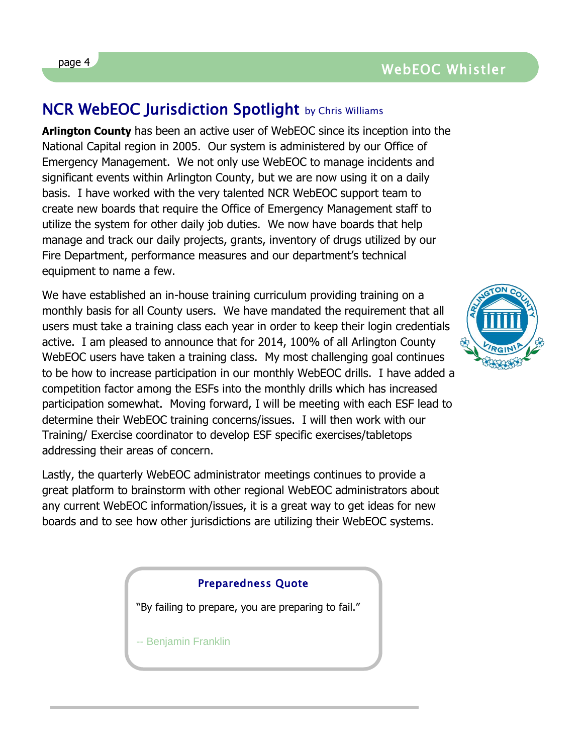## NCR WebEOC Jurisdiction Spotlight by Chris Williams

**Arlington County** has been an active user of WebEOC since its inception into the National Capital region in 2005. Our system is administered by our Office of Emergency Management. We not only use WebEOC to manage incidents and significant events within Arlington County, but we are now using it on a daily basis. I have worked with the very talented NCR WebEOC support team to create new boards that require the Office of Emergency Management staff to utilize the system for other daily job duties. We now have boards that help manage and track our daily projects, grants, inventory of drugs utilized by our Fire Department, performance measures and our department's technical equipment to name a few.

We have established an in-house training curriculum providing training on a monthly basis for all County users. We have mandated the requirement that all users must take a training class each year in order to keep their login credentials active. I am pleased to announce that for 2014, 100% of all Arlington County WebEOC users have taken a training class. My most challenging goal continues to be how to increase participation in our monthly WebEOC drills. I have added a competition factor among the ESFs into the monthly drills which has increased participation somewhat. Moving forward, I will be meeting with each ESF lead to determine their WebEOC training concerns/issues. I will then work with our Training/ Exercise coordinator to develop ESF specific exercises/tabletops addressing their areas of concern.

Lastly, the quarterly WebEOC administrator meetings continues to provide a great platform to brainstorm with other regional WebEOC administrators about any current WebEOC information/issues, it is a great way to get ideas for new boards and to see how other jurisdictions are utilizing their WebEOC systems.

### Preparedness Quote

"By failing to prepare, you are preparing to fail."

-- Benjamin Franklin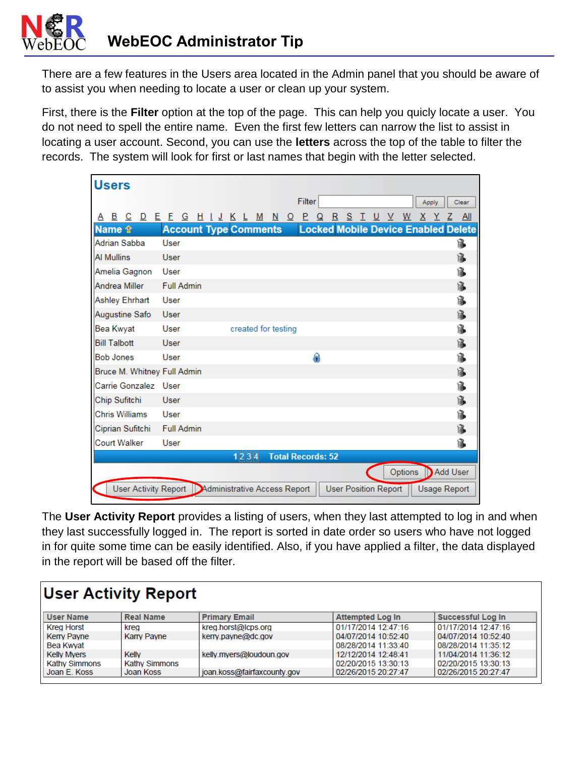# WebEOC Administrator Tip

There are a few features in the Users area located in the Admin panel that you should be aware of to assist you when needing to locate a user or clean up your system.

First, there is the **Filter** option at the top of the page. This can help you quicly locate a user. You do not need to spell the entire name. Even the first few letters can narrow the list to assist in locating a user account. Second, you can use the **letters** across the top of the table to filter the records. The system will look for first or last names that begin with the letter selected.

**Users**

Filter [ ] Apply Clear

A B C D E F G H I J K L M N O P Q R S T U V W X Y Z All

| Name | Account Type | Comments | Locked | Mobile Device Enabled | Delete |
|---|---|---|---|---|---|
| Adrian Sabba | User | | | | |
| Al Mullins | User | | | | |
| Amelia Gagnon | User | | | | |
| Andrea Miller | Full Admin | | | | |
| Ashley Ehrhart | User | | | | |
| Augustine Safo | User | | | | |
| Bea Kwyat | User | created for testing | | | |
| Bill Talbott | User | | | | |
| Bob Jones | User | | | | |
| Bruce M. Whitney | Full Admin | | | | |
| Carrie Gonzalez | User | | | | |
| Chip Sufitchi | User | | | | |
| Chris Williams | User | | | | |
| Ciprian Sufitchi | Full Admin | | | | |
| Court Walker | User | | | | |

1 2 3 4 Total Records: 52

Options | Add User

User Activity Report | Administrative Access Report | User Position Report | Usage Report

The **User Activity Report** provides a listing of users, when they last attempted to log in and when they last successfully logged in. The report is sorted in date order so users who have not logged in for quite some time can be easily identified. Also, if you have applied a filter, the data displayed in the report will be based off the filter.

## User Activity Report

| User Name | Real Name | Primary Email | Attempted Log In | Successful Log In |
|---|---|---|---|---|
| Kreg Horst | kreg | kreg.horst@lcps.org | 01/17/2014 12:47:16 | 01/17/2014 12:47:16 |
| Kerry Payne | Karry Payne | kerry.payne@dc.gov | 04/07/2014 10:52:40 | 04/07/2014 10:52:40 |
| Bea Kwyat | | | 08/28/2014 11:33:40 | 08/28/2014 11:35:12 |
| Kelly Myers | Kelly | kelly.myers@loudoun.gov | 12/12/2014 12:48:41 | 11/04/2014 11:36:12 |
| Kathy Simmons | Kathy Simmons | | 02/20/2015 13:30:13 | 02/20/2015 13:30:13 |
| Joan E. Koss | Joan Koss | joan.koss@fairfaxcounty.gov | 02/26/2015 20:27:47 | 02/26/2015 20:27:47 |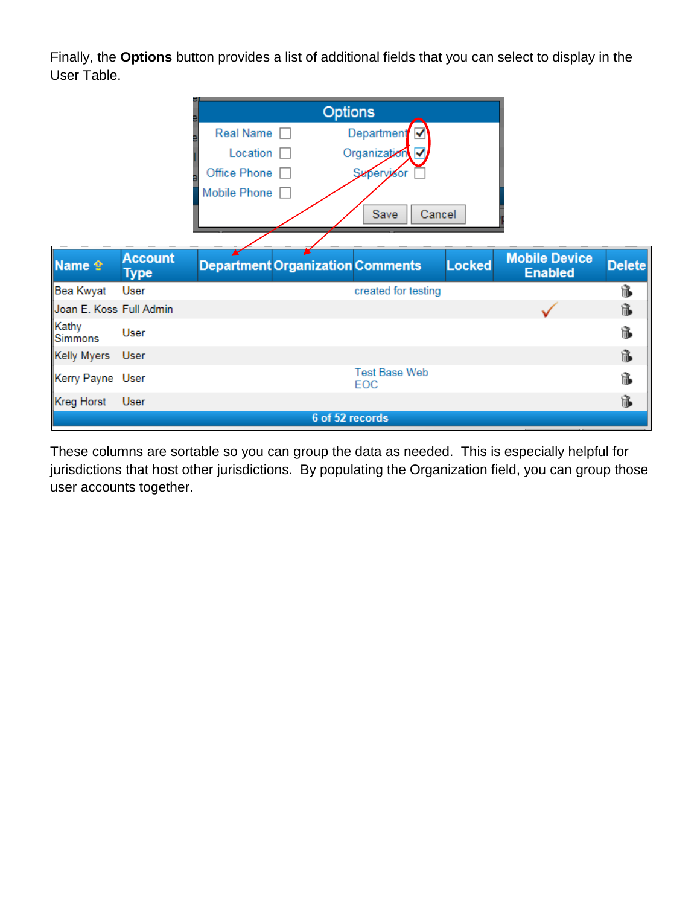Finally, the **Options** button provides a list of additional fields that you can select to display in the User Table.

| Name | Account Type | Department | Organization | Comments | Locked | Mobile Device Enabled | Delete |
|---|---|---|---|---|---|---|---|
| Bea Kwyat | User | | | created for testing | | | |
| Joan E. Koss | Full Admin | | | | | ✓ | |
| Kathy Simmons | User | | | | | | |
| Kelly Myers | User | | | | | | |
| Kerry Payne | User | | | Test Base Web EOC | | | |
| Kreg Horst | User | | | | | | |

6 of 52 records

These columns are sortable so you can group the data as needed. This is especially helpful for jurisdictions that host other jurisdictions. By populating the Organization field, you can group those user accounts together.